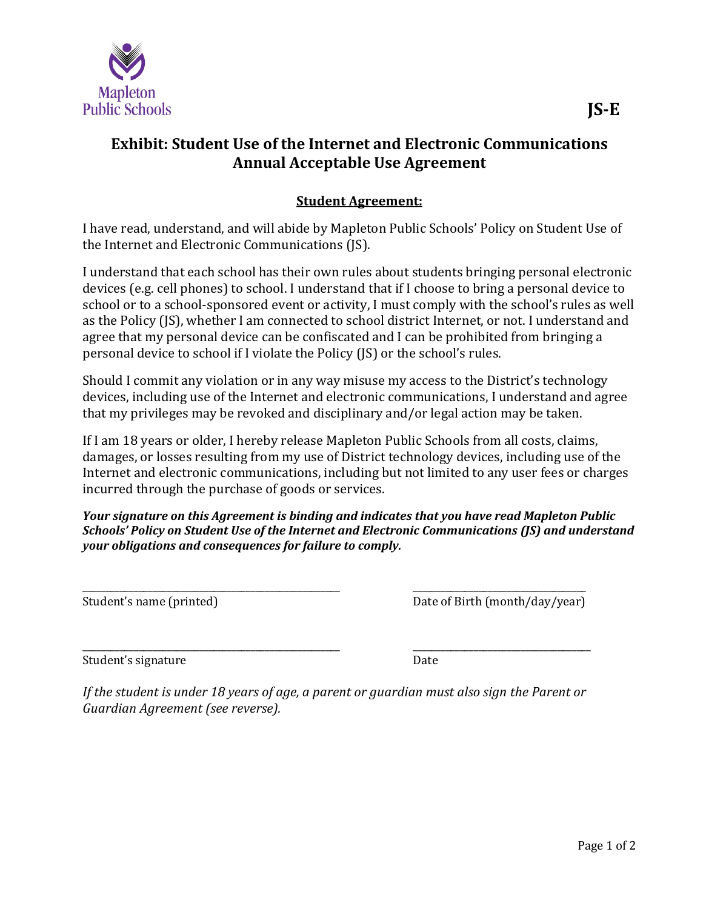Mapleton Public Schools

JS-E

# Exhibit: Student Use of the Internet and Electronic Communications Annual Acceptable Use Agreement

## Student Agreement:

I have read, understand, and will abide by Mapleton Public Schools' Policy on Student Use of the Internet and Electronic Communications (JS).

I understand that each school has their own rules about students bringing personal electronic devices (e.g. cell phones) to school. I understand that if I choose to bring a personal device to school or to a school-sponsored event or activity, I must comply with the school's rules as well as the Policy (JS), whether I am connected to school district Internet, or not. I understand and agree that my personal device can be confiscated and I can be prohibited from bringing a personal device to school if I violate the Policy (JS) or the school's rules.

Should I commit any violation or in any way misuse my access to the District's technology devices, including use of the Internet and electronic communications, I understand and agree that my privileges may be revoked and disciplinary and/or legal action may be taken.

If I am 18 years or older, I hereby release Mapleton Public Schools from all costs, claims, damages, or losses resulting from my use of District technology devices, including use of the Internet and electronic communications, including but not limited to any user fees or charges incurred through the purchase of goods or services.

***Your signature on this Agreement is binding and indicates that you have read Mapleton Public Schools' Policy on Student Use of the Internet and Electronic Communications (JS) and understand your obligations and consequences for failure to comply.***

\_\_\_\_\_\_\_\_\_\_\_\_\_\_\_\_\_\_\_\_\_\_\_\_\_\_\_\_\_\_\_\_\_\_\_\_\_\_\_\_ \_\_\_\_\_\_\_\_\_\_\_\_\_\_\_\_\_\_\_\_\_\_\_\_\_\_\_\_\_\_
Student's name (printed) Date of Birth (month/day/year)

\_\_\_\_\_\_\_\_\_\_\_\_\_\_\_\_\_\_\_\_\_\_\_\_\_\_\_\_\_\_\_\_\_\_\_\_\_\_\_\_ \_\_\_\_\_\_\_\_\_\_\_\_\_\_\_\_\_\_\_\_\_\_\_\_\_\_\_\_\_\_
Student's signature Date

*If the student is under 18 years of age, a parent or guardian must also sign the Parent or Guardian Agreement (see reverse).*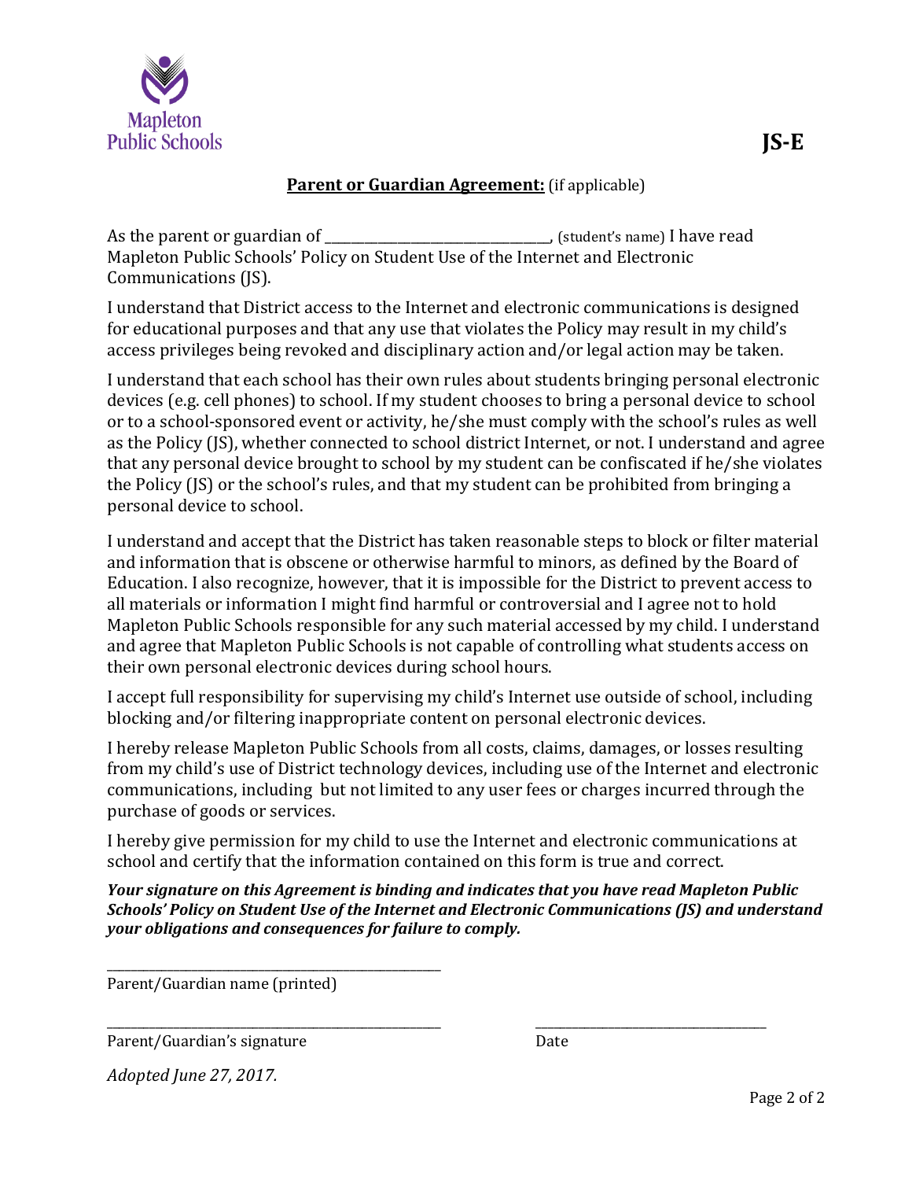**JS-E**

## **Parent or Guardian Agreement:** (if applicable)

As the parent or guardian of ______________________________, (student's name) I have read Mapleton Public Schools' Policy on Student Use of the Internet and Electronic Communications (JS).

I understand that District access to the Internet and electronic communications is designed for educational purposes and that any use that violates the Policy may result in my child's access privileges being revoked and disciplinary action and/or legal action may be taken.

I understand that each school has their own rules about students bringing personal electronic devices (e.g. cell phones) to school. If my student chooses to bring a personal device to school or to a school-sponsored event or activity, he/she must comply with the school's rules as well as the Policy (JS), whether connected to school district Internet, or not. I understand and agree that any personal device brought to school by my student can be confiscated if he/she violates the Policy (JS) or the school's rules, and that my student can be prohibited from bringing a personal device to school.

I understand and accept that the District has taken reasonable steps to block or filter material and information that is obscene or otherwise harmful to minors, as defined by the Board of Education. I also recognize, however, that it is impossible for the District to prevent access to all materials or information I might find harmful or controversial and I agree not to hold Mapleton Public Schools responsible for any such material accessed by my child. I understand and agree that Mapleton Public Schools is not capable of controlling what students access on their own personal electronic devices during school hours.

I accept full responsibility for supervising my child's Internet use outside of school, including blocking and/or filtering inappropriate content on personal electronic devices.

I hereby release Mapleton Public Schools from all costs, claims, damages, or losses resulting from my child's use of District technology devices, including use of the Internet and electronic communications, including but not limited to any user fees or charges incurred through the purchase of goods or services.

I hereby give permission for my child to use the Internet and electronic communications at school and certify that the information contained on this form is true and correct.

***Your signature on this Agreement is binding and indicates that you have read Mapleton Public Schools' Policy on Student Use of the Internet and Electronic Communications (JS) and understand your obligations and consequences for failure to comply.***

______________________________
Parent/Guardian name (printed)

______________________________ ______________________
Parent/Guardian's signature Date

*Adopted June 27, 2017.*